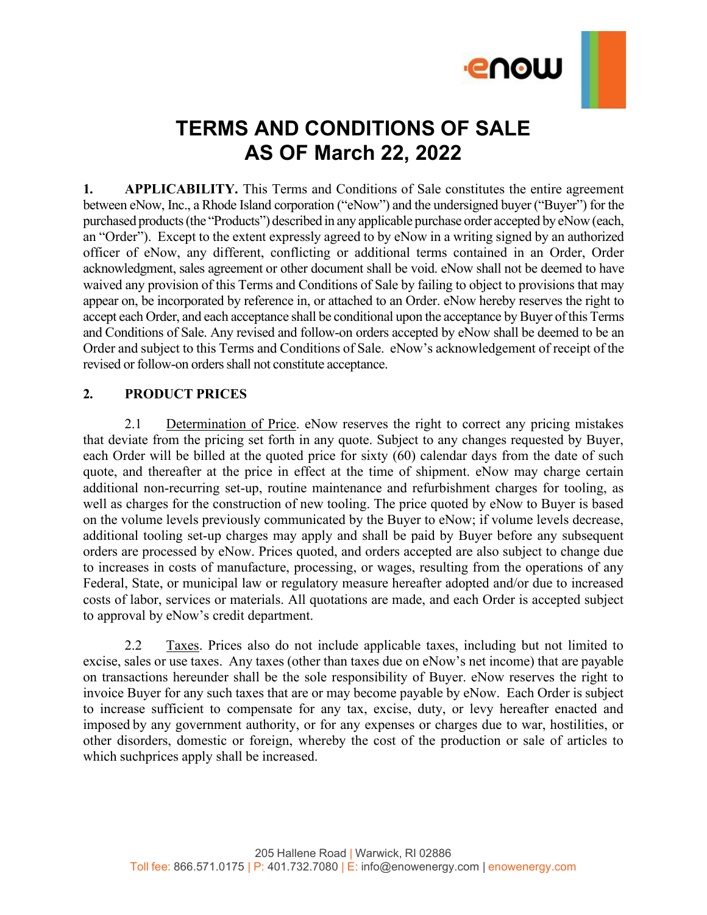# TERMS AND CONDITIONS OF SALE AS OF March 22, 2022

**1. APPLICABILITY.** This Terms and Conditions of Sale constitutes the entire agreement between eNow, Inc., a Rhode Island corporation ("eNow") and the undersigned buyer ("Buyer") for the purchased products (the "Products") described in any applicable purchase order accepted by eNow (each, an "Order"). Except to the extent expressly agreed to by eNow in a writing signed by an authorized officer of eNow, any different, conflicting or additional terms contained in an Order, Order acknowledgment, sales agreement or other document shall be void. eNow shall not be deemed to have waived any provision of this Terms and Conditions of Sale by failing to object to provisions that may appear on, be incorporated by reference in, or attached to an Order. eNow hereby reserves the right to accept each Order, and each acceptance shall be conditional upon the acceptance by Buyer of this Terms and Conditions of Sale. Any revised and follow-on orders accepted by eNow shall be deemed to be an Order and subject to this Terms and Conditions of Sale. eNow's acknowledgement of receipt of the revised or follow-on orders shall not constitute acceptance.

**2. PRODUCT PRICES**

2.1 Determination of Price. eNow reserves the right to correct any pricing mistakes that deviate from the pricing set forth in any quote. Subject to any changes requested by Buyer, each Order will be billed at the quoted price for sixty (60) calendar days from the date of such quote, and thereafter at the price in effect at the time of shipment. eNow may charge certain additional non-recurring set-up, routine maintenance and refurbishment charges for tooling, as well as charges for the construction of new tooling. The price quoted by eNow to Buyer is based on the volume levels previously communicated by the Buyer to eNow; if volume levels decrease, additional tooling set-up charges may apply and shall be paid by Buyer before any subsequent orders are processed by eNow. Prices quoted, and orders accepted are also subject to change due to increases in costs of manufacture, processing, or wages, resulting from the operations of any Federal, State, or municipal law or regulatory measure hereafter adopted and/or due to increased costs of labor, services or materials. All quotations are made, and each Order is accepted subject to approval by eNow's credit department.

2.2 Taxes. Prices also do not include applicable taxes, including but not limited to excise, sales or use taxes. Any taxes (other than taxes due on eNow's net income) that are payable on transactions hereunder shall be the sole responsibility of Buyer. eNow reserves the right to invoice Buyer for any such taxes that are or may become payable by eNow. Each Order is subject to increase sufficient to compensate for any tax, excise, duty, or levy hereafter enacted and imposed by any government authority, or for any expenses or charges due to war, hostilities, or other disorders, domestic or foreign, whereby the cost of the production or sale of articles to which suchprices apply shall be increased.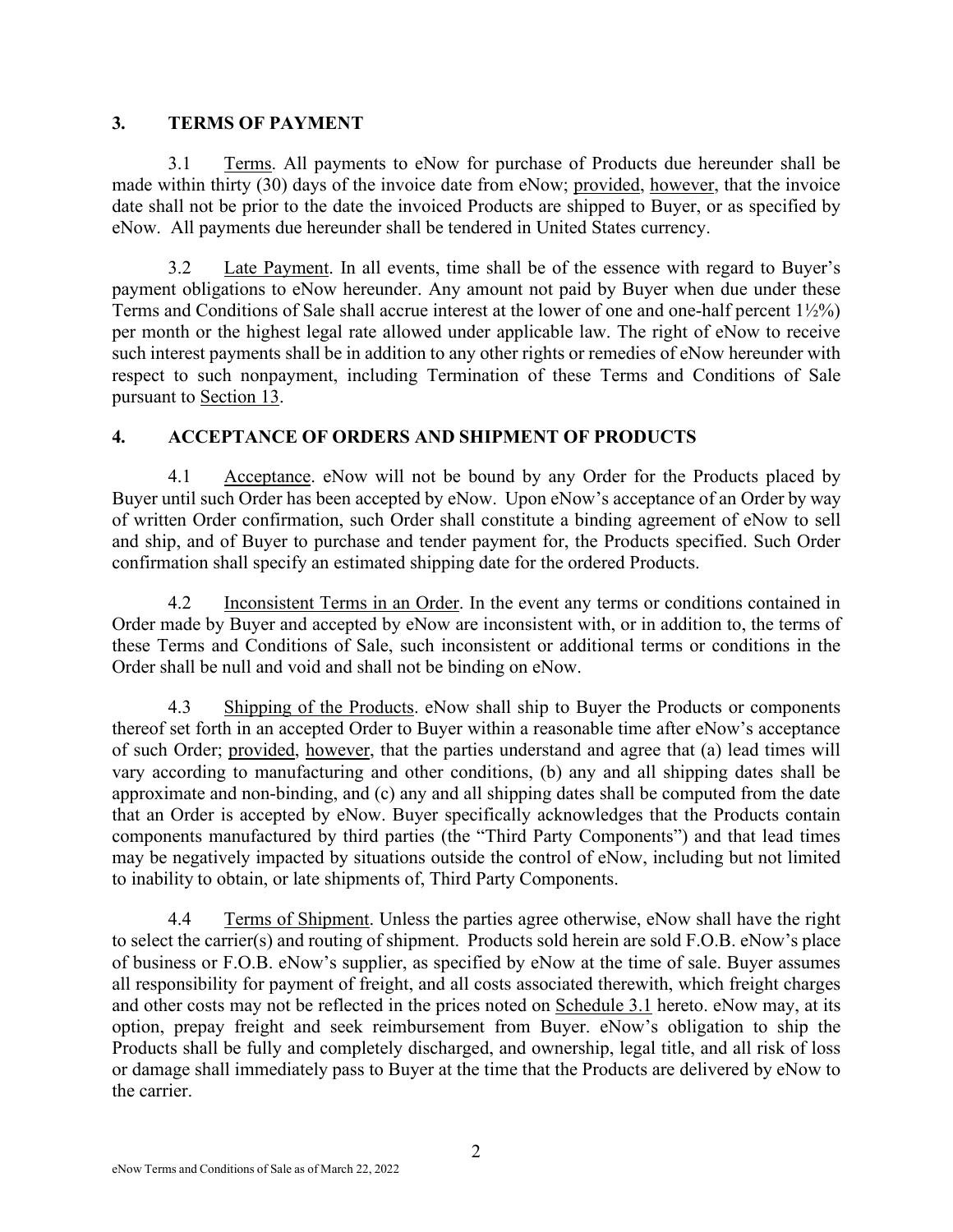## 3. TERMS OF PAYMENT

3.1 Terms. All payments to eNow for purchase of Products due hereunder shall be made within thirty (30) days of the invoice date from eNow; provided, however, that the invoice date shall not be prior to the date the invoiced Products are shipped to Buyer, or as specified by eNow. All payments due hereunder shall be tendered in United States currency.

3.2 Late Payment. In all events, time shall be of the essence with regard to Buyer's payment obligations to eNow hereunder. Any amount not paid by Buyer when due under these Terms and Conditions of Sale shall accrue interest at the lower of one and one-half percent 1½%) per month or the highest legal rate allowed under applicable law. The right of eNow to receive such interest payments shall be in addition to any other rights or remedies of eNow hereunder with respect to such nonpayment, including Termination of these Terms and Conditions of Sale pursuant to Section 13.

## 4. ACCEPTANCE OF ORDERS AND SHIPMENT OF PRODUCTS

4.1 Acceptance. eNow will not be bound by any Order for the Products placed by Buyer until such Order has been accepted by eNow. Upon eNow's acceptance of an Order by way of written Order confirmation, such Order shall constitute a binding agreement of eNow to sell and ship, and of Buyer to purchase and tender payment for, the Products specified. Such Order confirmation shall specify an estimated shipping date for the ordered Products.

4.2 Inconsistent Terms in an Order. In the event any terms or conditions contained in Order made by Buyer and accepted by eNow are inconsistent with, or in addition to, the terms of these Terms and Conditions of Sale, such inconsistent or additional terms or conditions in the Order shall be null and void and shall not be binding on eNow.

4.3 Shipping of the Products. eNow shall ship to Buyer the Products or components thereof set forth in an accepted Order to Buyer within a reasonable time after eNow's acceptance of such Order; provided, however, that the parties understand and agree that (a) lead times will vary according to manufacturing and other conditions, (b) any and all shipping dates shall be approximate and non-binding, and (c) any and all shipping dates shall be computed from the date that an Order is accepted by eNow. Buyer specifically acknowledges that the Products contain components manufactured by third parties (the "Third Party Components") and that lead times may be negatively impacted by situations outside the control of eNow, including but not limited to inability to obtain, or late shipments of, Third Party Components.

4.4 Terms of Shipment. Unless the parties agree otherwise, eNow shall have the right to select the carrier(s) and routing of shipment. Products sold herein are sold F.O.B. eNow's place of business or F.O.B. eNow's supplier, as specified by eNow at the time of sale. Buyer assumes all responsibility for payment of freight, and all costs associated therewith, which freight charges and other costs may not be reflected in the prices noted on Schedule 3.1 hereto. eNow may, at its option, prepay freight and seek reimbursement from Buyer. eNow's obligation to ship the Products shall be fully and completely discharged, and ownership, legal title, and all risk of loss or damage shall immediately pass to Buyer at the time that the Products are delivered by eNow to the carrier.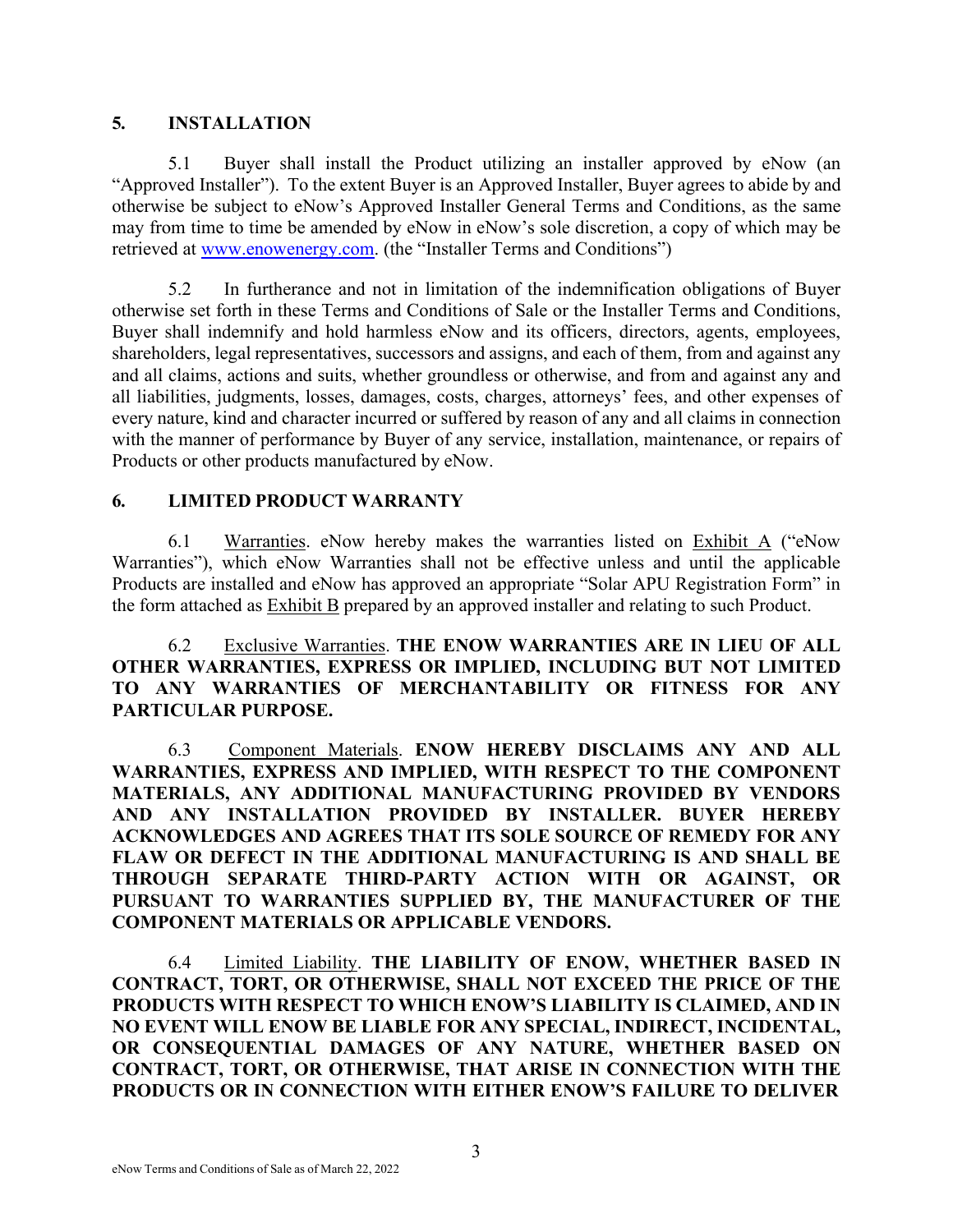## 5. INSTALLATION

5.1 Buyer shall install the Product utilizing an installer approved by eNow (an "Approved Installer"). To the extent Buyer is an Approved Installer, Buyer agrees to abide by and otherwise be subject to eNow's Approved Installer General Terms and Conditions, as the same may from time to time be amended by eNow in eNow's sole discretion, a copy of which may be retrieved at www.enowenergy.com. (the "Installer Terms and Conditions")

5.2 In furtherance and not in limitation of the indemnification obligations of Buyer otherwise set forth in these Terms and Conditions of Sale or the Installer Terms and Conditions, Buyer shall indemnify and hold harmless eNow and its officers, directors, agents, employees, shareholders, legal representatives, successors and assigns, and each of them, from and against any and all claims, actions and suits, whether groundless or otherwise, and from and against any and all liabilities, judgments, losses, damages, costs, charges, attorneys' fees, and other expenses of every nature, kind and character incurred or suffered by reason of any and all claims in connection with the manner of performance by Buyer of any service, installation, maintenance, or repairs of Products or other products manufactured by eNow.

## 6. LIMITED PRODUCT WARRANTY

6.1 Warranties. eNow hereby makes the warranties listed on Exhibit A ("eNow Warranties"), which eNow Warranties shall not be effective unless and until the applicable Products are installed and eNow has approved an appropriate "Solar APU Registration Form" in the form attached as Exhibit B prepared by an approved installer and relating to such Product.

6.2 Exclusive Warranties. **THE ENOW WARRANTIES ARE IN LIEU OF ALL OTHER WARRANTIES, EXPRESS OR IMPLIED, INCLUDING BUT NOT LIMITED TO ANY WARRANTIES OF MERCHANTABILITY OR FITNESS FOR ANY PARTICULAR PURPOSE.**

6.3 Component Materials. **ENOW HEREBY DISCLAIMS ANY AND ALL WARRANTIES, EXPRESS AND IMPLIED, WITH RESPECT TO THE COMPONENT MATERIALS, ANY ADDITIONAL MANUFACTURING PROVIDED BY VENDORS AND ANY INSTALLATION PROVIDED BY INSTALLER. BUYER HEREBY ACKNOWLEDGES AND AGREES THAT ITS SOLE SOURCE OF REMEDY FOR ANY FLAW OR DEFECT IN THE ADDITIONAL MANUFACTURING IS AND SHALL BE THROUGH SEPARATE THIRD-PARTY ACTION WITH OR AGAINST, OR PURSUANT TO WARRANTIES SUPPLIED BY, THE MANUFACTURER OF THE COMPONENT MATERIALS OR APPLICABLE VENDORS.**

6.4 Limited Liability. **THE LIABILITY OF ENOW, WHETHER BASED IN CONTRACT, TORT, OR OTHERWISE, SHALL NOT EXCEED THE PRICE OF THE PRODUCTS WITH RESPECT TO WHICH ENOW'S LIABILITY IS CLAIMED, AND IN NO EVENT WILL ENOW BE LIABLE FOR ANY SPECIAL, INDIRECT, INCIDENTAL, OR CONSEQUENTIAL DAMAGES OF ANY NATURE, WHETHER BASED ON CONTRACT, TORT, OR OTHERWISE, THAT ARISE IN CONNECTION WITH THE PRODUCTS OR IN CONNECTION WITH EITHER ENOW'S FAILURE TO DELIVER**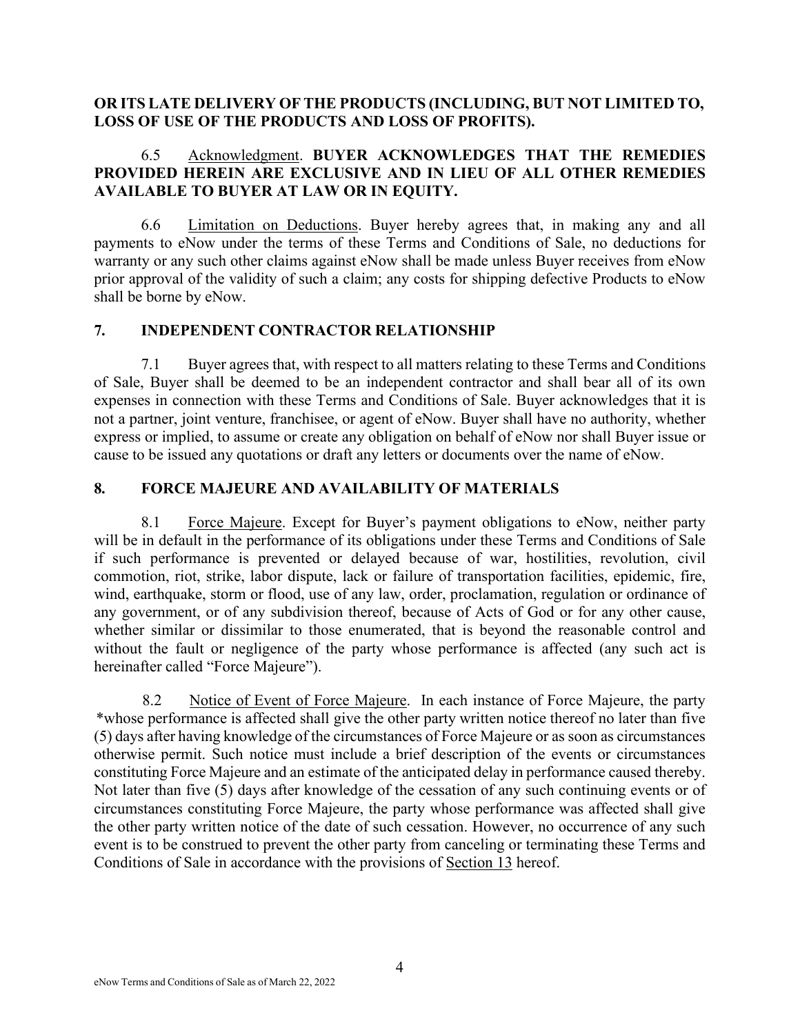**OR ITS LATE DELIVERY OF THE PRODUCTS (INCLUDING, BUT NOT LIMITED TO, LOSS OF USE OF THE PRODUCTS AND LOSS OF PROFITS).**

6.5 Acknowledgment. **BUYER ACKNOWLEDGES THAT THE REMEDIES PROVIDED HEREIN ARE EXCLUSIVE AND IN LIEU OF ALL OTHER REMEDIES AVAILABLE TO BUYER AT LAW OR IN EQUITY.**

6.6 Limitation on Deductions. Buyer hereby agrees that, in making any and all payments to eNow under the terms of these Terms and Conditions of Sale, no deductions for warranty or any such other claims against eNow shall be made unless Buyer receives from eNow prior approval of the validity of such a claim; any costs for shipping defective Products to eNow shall be borne by eNow.

## 7. INDEPENDENT CONTRACTOR RELATIONSHIP

7.1 Buyer agrees that, with respect to all matters relating to these Terms and Conditions of Sale, Buyer shall be deemed to be an independent contractor and shall bear all of its own expenses in connection with these Terms and Conditions of Sale. Buyer acknowledges that it is not a partner, joint venture, franchisee, or agent of eNow. Buyer shall have no authority, whether express or implied, to assume or create any obligation on behalf of eNow nor shall Buyer issue or cause to be issued any quotations or draft any letters or documents over the name of eNow.

## 8. FORCE MAJEURE AND AVAILABILITY OF MATERIALS

8.1 Force Majeure. Except for Buyer's payment obligations to eNow, neither party will be in default in the performance of its obligations under these Terms and Conditions of Sale if such performance is prevented or delayed because of war, hostilities, revolution, civil commotion, riot, strike, labor dispute, lack or failure of transportation facilities, epidemic, fire, wind, earthquake, storm or flood, use of any law, order, proclamation, regulation or ordinance of any government, or of any subdivision thereof, because of Acts of God or for any other cause, whether similar or dissimilar to those enumerated, that is beyond the reasonable control and without the fault or negligence of the party whose performance is affected (any such act is hereinafter called "Force Majeure").

8.2 Notice of Event of Force Majeure. In each instance of Force Majeure, the party *whose performance is affected shall give the other party written notice thereof no later than five (5) days after having knowledge of the circumstances of Force Majeure or as soon as circumstances otherwise permit. Such notice must include a brief description of the events or circumstances constituting Force Majeure and an estimate of the anticipated delay in performance caused thereby. Not later than five (5) days after knowledge of the cessation of any such continuing events or of circumstances constituting Force Majeure, the party whose performance was affected shall give the other party written notice of the date of such cessation. However, no occurrence of any such event is to be construed to prevent the other party from canceling or terminating these Terms and Conditions of Sale in accordance with the provisions of Section 13 hereof.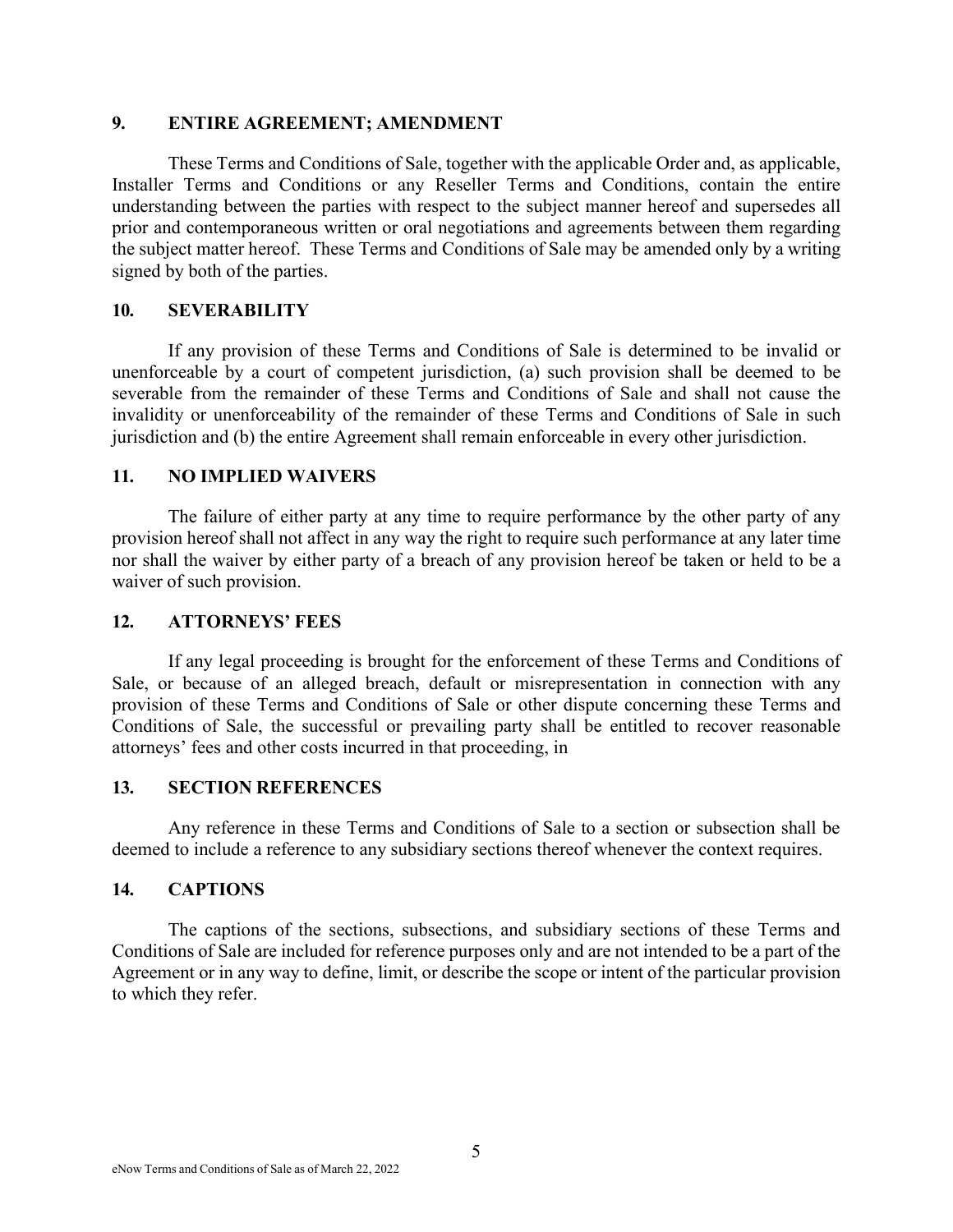## 9. ENTIRE AGREEMENT; AMENDMENT

These Terms and Conditions of Sale, together with the applicable Order and, as applicable, Installer Terms and Conditions or any Reseller Terms and Conditions, contain the entire understanding between the parties with respect to the subject manner hereof and supersedes all prior and contemporaneous written or oral negotiations and agreements between them regarding the subject matter hereof. These Terms and Conditions of Sale may be amended only by a writing signed by both of the parties.

## 10. SEVERABILITY

If any provision of these Terms and Conditions of Sale is determined to be invalid or unenforceable by a court of competent jurisdiction, (a) such provision shall be deemed to be severable from the remainder of these Terms and Conditions of Sale and shall not cause the invalidity or unenforceability of the remainder of these Terms and Conditions of Sale in such jurisdiction and (b) the entire Agreement shall remain enforceable in every other jurisdiction.

## 11. NO IMPLIED WAIVERS

The failure of either party at any time to require performance by the other party of any provision hereof shall not affect in any way the right to require such performance at any later time nor shall the waiver by either party of a breach of any provision hereof be taken or held to be a waiver of such provision.

## 12. ATTORNEYS' FEES

If any legal proceeding is brought for the enforcement of these Terms and Conditions of Sale, or because of an alleged breach, default or misrepresentation in connection with any provision of these Terms and Conditions of Sale or other dispute concerning these Terms and Conditions of Sale, the successful or prevailing party shall be entitled to recover reasonable attorneys' fees and other costs incurred in that proceeding, in

## 13. SECTION REFERENCES

Any reference in these Terms and Conditions of Sale to a section or subsection shall be deemed to include a reference to any subsidiary sections thereof whenever the context requires.

## 14. CAPTIONS

The captions of the sections, subsections, and subsidiary sections of these Terms and Conditions of Sale are included for reference purposes only and are not intended to be a part of the Agreement or in any way to define, limit, or describe the scope or intent of the particular provision to which they refer.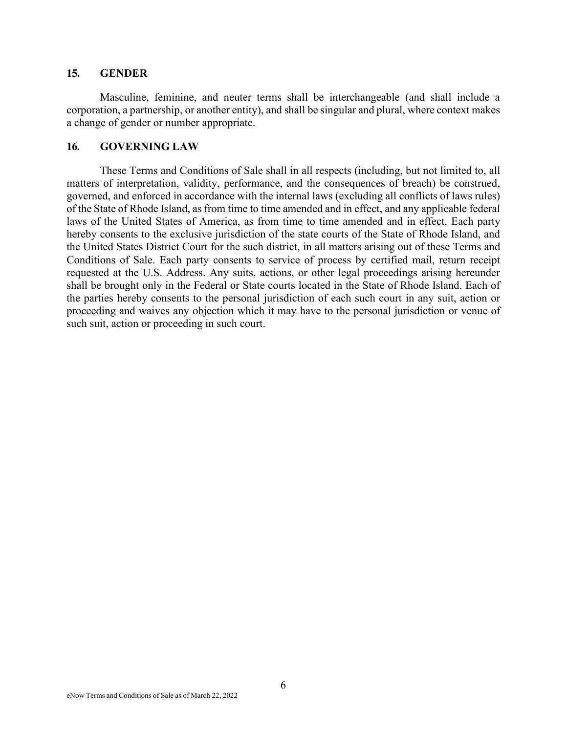## 15. GENDER

Masculine, feminine, and neuter terms shall be interchangeable (and shall include a corporation, a partnership, or another entity), and shall be singular and plural, where context makes a change of gender or number appropriate.

## 16. GOVERNING LAW

These Terms and Conditions of Sale shall in all respects (including, but not limited to, all matters of interpretation, validity, performance, and the consequences of breach) be construed, governed, and enforced in accordance with the internal laws (excluding all conflicts of laws rules) of the State of Rhode Island, as from time to time amended and in effect, and any applicable federal laws of the United States of America, as from time to time amended and in effect. Each party hereby consents to the exclusive jurisdiction of the state courts of the State of Rhode Island, and the United States District Court for the such district, in all matters arising out of these Terms and Conditions of Sale. Each party consents to service of process by certified mail, return receipt requested at the U.S. Address. Any suits, actions, or other legal proceedings arising hereunder shall be brought only in the Federal or State courts located in the State of Rhode Island. Each of the parties hereby consents to the personal jurisdiction of each such court in any suit, action or proceeding and waives any objection which it may have to the personal jurisdiction or venue of such suit, action or proceeding in such court.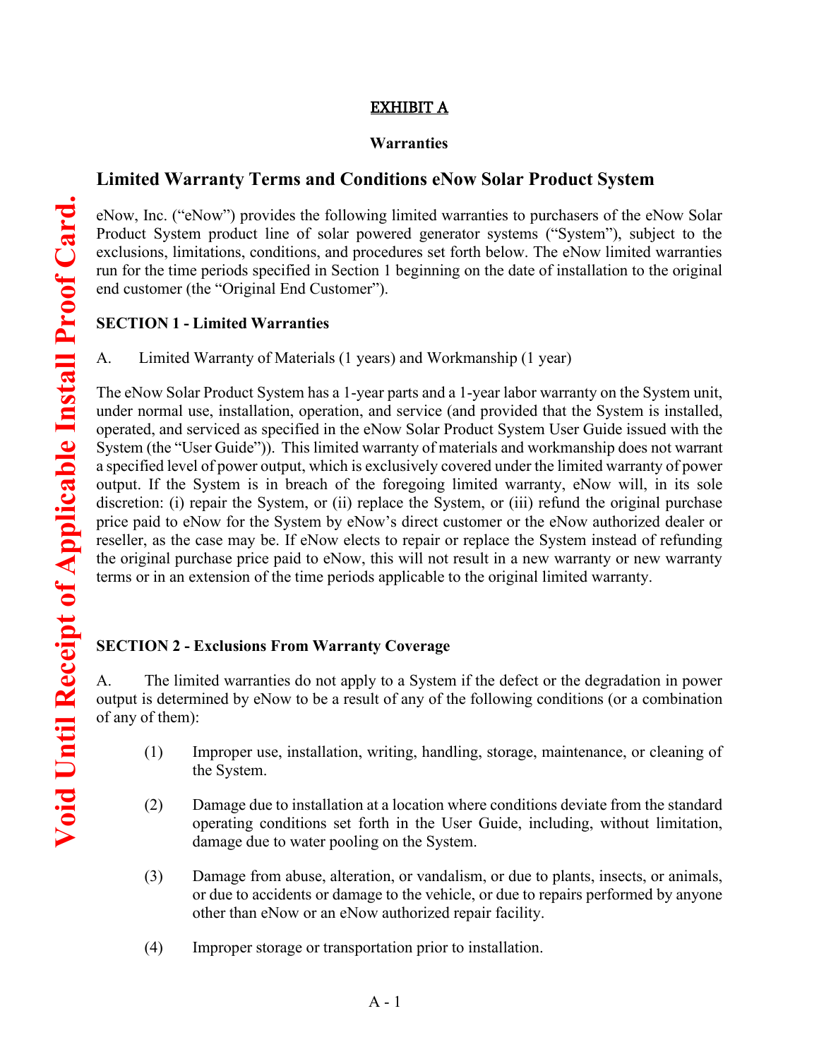**Void Until Receipt of Applicable Install Proof Card.**

# EXHIBIT A

**Warranties**

## Limited Warranty Terms and Conditions eNow Solar Product System

eNow, Inc. ("eNow") provides the following limited warranties to purchasers of the eNow Solar Product System product line of solar powered generator systems ("System"), subject to the exclusions, limitations, conditions, and procedures set forth below. The eNow limited warranties run for the time periods specified in Section 1 beginning on the date of installation to the original end customer (the "Original End Customer").

**SECTION 1 - Limited Warranties**

A. Limited Warranty of Materials (1 years) and Workmanship (1 year)

The eNow Solar Product System has a 1-year parts and a 1-year labor warranty on the System unit, under normal use, installation, operation, and service (and provided that the System is installed, operated, and serviced as specified in the eNow Solar Product System User Guide issued with the System (the "User Guide")). This limited warranty of materials and workmanship does not warrant a specified level of power output, which is exclusively covered under the limited warranty of power output. If the System is in breach of the foregoing limited warranty, eNow will, in its sole discretion: (i) repair the System, or (ii) replace the System, or (iii) refund the original purchase price paid to eNow for the System by eNow's direct customer or the eNow authorized dealer or reseller, as the case may be. If eNow elects to repair or replace the System instead of refunding the original purchase price paid to eNow, this will not result in a new warranty or new warranty terms or in an extension of the time periods applicable to the original limited warranty.

**SECTION 2 - Exclusions From Warranty Coverage**

A. The limited warranties do not apply to a System if the defect or the degradation in power output is determined by eNow to be a result of any of the following conditions (or a combination of any of them):

(1) Improper use, installation, writing, handling, storage, maintenance, or cleaning of the System.

(2) Damage due to installation at a location where conditions deviate from the standard operating conditions set forth in the User Guide, including, without limitation, damage due to water pooling on the System.

(3) Damage from abuse, alteration, or vandalism, or due to plants, insects, or animals, or due to accidents or damage to the vehicle, or due to repairs performed by anyone other than eNow or an eNow authorized repair facility.

(4) Improper storage or transportation prior to installation.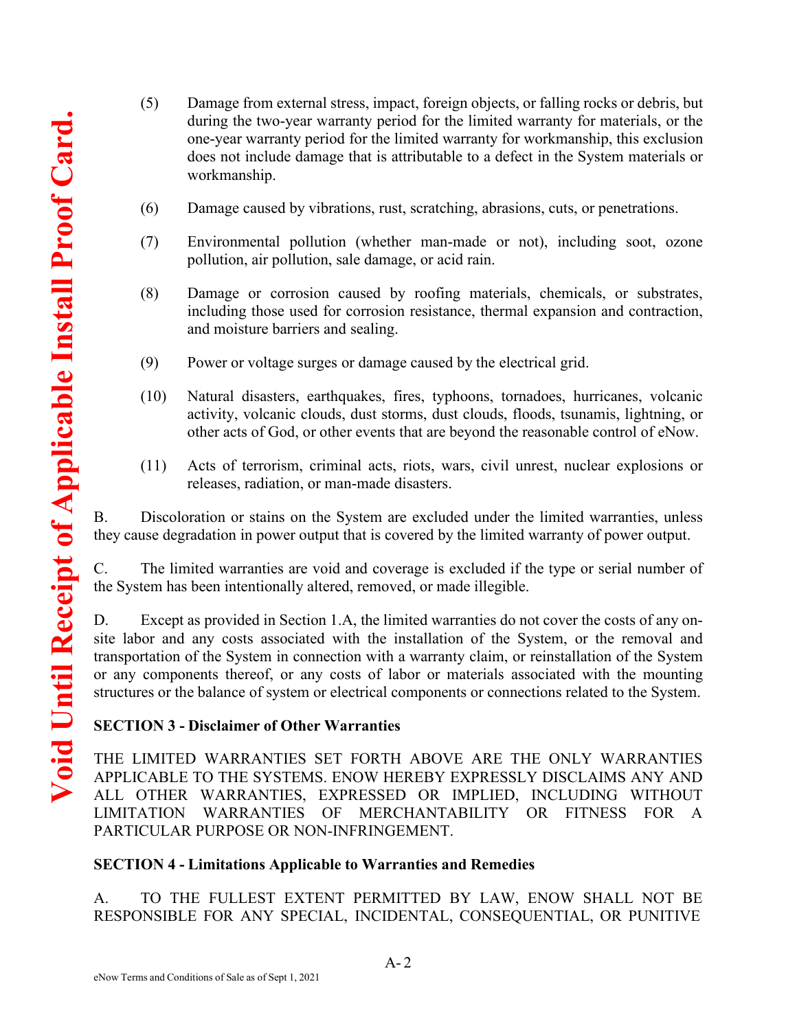**Void Until Receipt of Applicable Install Proof Card.**

(5) Damage from external stress, impact, foreign objects, or falling rocks or debris, but during the two-year warranty period for the limited warranty for materials, or the one-year warranty period for the limited warranty for workmanship, this exclusion does not include damage that is attributable to a defect in the System materials or workmanship.

(6) Damage caused by vibrations, rust, scratching, abrasions, cuts, or penetrations.

(7) Environmental pollution (whether man-made or not), including soot, ozone pollution, air pollution, sale damage, or acid rain.

(8) Damage or corrosion caused by roofing materials, chemicals, or substrates, including those used for corrosion resistance, thermal expansion and contraction, and moisture barriers and sealing.

(9) Power or voltage surges or damage caused by the electrical grid.

(10) Natural disasters, earthquakes, fires, typhoons, tornadoes, hurricanes, volcanic activity, volcanic clouds, dust storms, dust clouds, floods, tsunamis, lightning, or other acts of God, or other events that are beyond the reasonable control of eNow.

(11) Acts of terrorism, criminal acts, riots, wars, civil unrest, nuclear explosions or releases, radiation, or man-made disasters.

B. Discoloration or stains on the System are excluded under the limited warranties, unless they cause degradation in power output that is covered by the limited warranty of power output.

C. The limited warranties are void and coverage is excluded if the type or serial number of the System has been intentionally altered, removed, or made illegible.

D. Except as provided in Section 1.A, the limited warranties do not cover the costs of any on-site labor and any costs associated with the installation of the System, or the removal and transportation of the System in connection with a warranty claim, or reinstallation of the System or any components thereof, or any costs of labor or materials associated with the mounting structures or the balance of system or electrical components or connections related to the System.

**SECTION 3 - Disclaimer of Other Warranties**

THE LIMITED WARRANTIES SET FORTH ABOVE ARE THE ONLY WARRANTIES APPLICABLE TO THE SYSTEMS. ENOW HEREBY EXPRESSLY DISCLAIMS ANY AND ALL OTHER WARRANTIES, EXPRESSED OR IMPLIED, INCLUDING WITHOUT LIMITATION WARRANTIES OF MERCHANTABILITY OR FITNESS FOR A PARTICULAR PURPOSE OR NON-INFRINGEMENT.

**SECTION 4 - Limitations Applicable to Warranties and Remedies**

A. TO THE FULLEST EXTENT PERMITTED BY LAW, ENOW SHALL NOT BE RESPONSIBLE FOR ANY SPECIAL, INCIDENTAL, CONSEQUENTIAL, OR PUNITIVE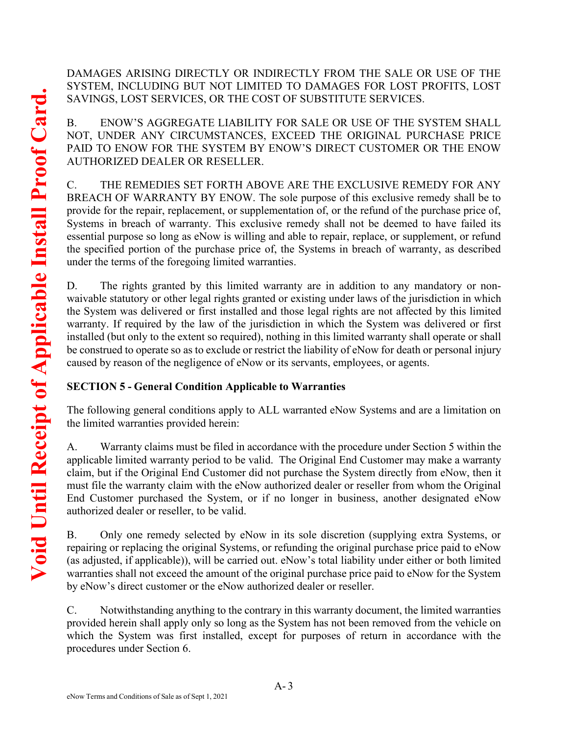**Void Until Receipt of Applicable Install Proof Card.**

DAMAGES ARISING DIRECTLY OR INDIRECTLY FROM THE SALE OR USE OF THE SYSTEM, INCLUDING BUT NOT LIMITED TO DAMAGES FOR LOST PROFITS, LOST SAVINGS, LOST SERVICES, OR THE COST OF SUBSTITUTE SERVICES.

B. ENOW'S AGGREGATE LIABILITY FOR SALE OR USE OF THE SYSTEM SHALL NOT, UNDER ANY CIRCUMSTANCES, EXCEED THE ORIGINAL PURCHASE PRICE PAID TO ENOW FOR THE SYSTEM BY ENOW'S DIRECT CUSTOMER OR THE ENOW AUTHORIZED DEALER OR RESELLER.

C. THE REMEDIES SET FORTH ABOVE ARE THE EXCLUSIVE REMEDY FOR ANY BREACH OF WARRANTY BY ENOW. The sole purpose of this exclusive remedy shall be to provide for the repair, replacement, or supplementation of, or the refund of the purchase price of, Systems in breach of warranty. This exclusive remedy shall not be deemed to have failed its essential purpose so long as eNow is willing and able to repair, replace, or supplement, or refund the specified portion of the purchase price of, the Systems in breach of warranty, as described under the terms of the foregoing limited warranties.

D. The rights granted by this limited warranty are in addition to any mandatory or non-waivable statutory or other legal rights granted or existing under laws of the jurisdiction in which the System was delivered or first installed and those legal rights are not affected by this limited warranty. If required by the law of the jurisdiction in which the System was delivered or first installed (but only to the extent so required), nothing in this limited warranty shall operate or shall be construed to operate so as to exclude or restrict the liability of eNow for death or personal injury caused by reason of the negligence of eNow or its servants, employees, or agents.

**SECTION 5 - General Condition Applicable to Warranties**

The following general conditions apply to ALL warranted eNow Systems and are a limitation on the limited warranties provided herein:

A. Warranty claims must be filed in accordance with the procedure under Section 5 within the applicable limited warranty period to be valid. The Original End Customer may make a warranty claim, but if the Original End Customer did not purchase the System directly from eNow, then it must file the warranty claim with the eNow authorized dealer or reseller from whom the Original End Customer purchased the System, or if no longer in business, another designated eNow authorized dealer or reseller, to be valid.

B. Only one remedy selected by eNow in its sole discretion (supplying extra Systems, or repairing or replacing the original Systems, or refunding the original purchase price paid to eNow (as adjusted, if applicable)), will be carried out. eNow's total liability under either or both limited warranties shall not exceed the amount of the original purchase price paid to eNow for the System by eNow's direct customer or the eNow authorized dealer or reseller.

C. Notwithstanding anything to the contrary in this warranty document, the limited warranties provided herein shall apply only so long as the System has not been removed from the vehicle on which the System was first installed, except for purposes of return in accordance with the procedures under Section 6.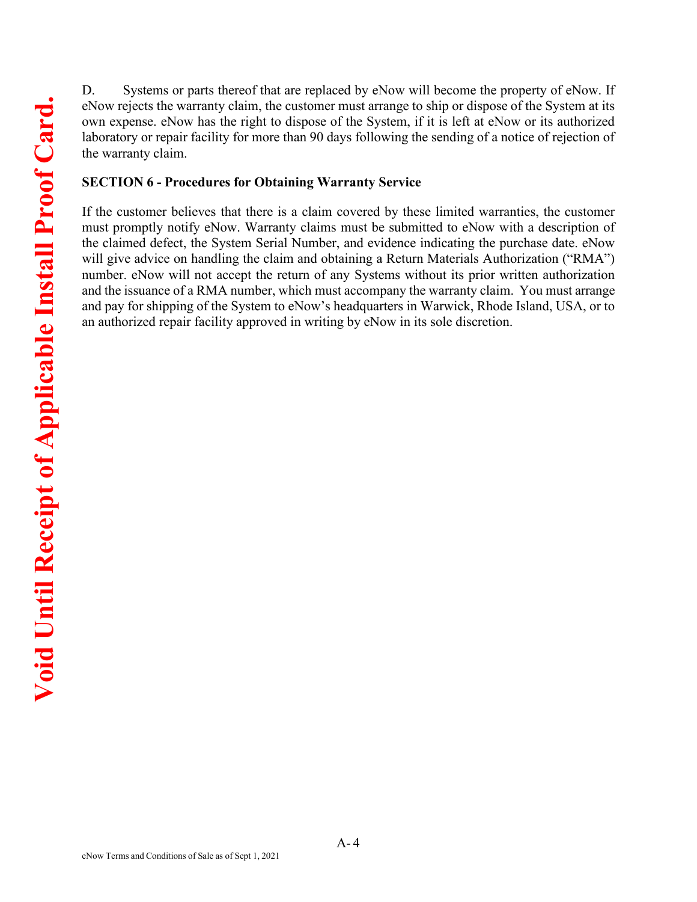D. Systems or parts thereof that are replaced by eNow will become the property of eNow. If eNow rejects the warranty claim, the customer must arrange to ship or dispose of the System at its own expense. eNow has the right to dispose of the System, if it is left at eNow or its authorized laboratory or repair facility for more than 90 days following the sending of a notice of rejection of the warranty claim.

**SECTION 6 - Procedures for Obtaining Warranty Service**

If the customer believes that there is a claim covered by these limited warranties, the customer must promptly notify eNow. Warranty claims must be submitted to eNow with a description of the claimed defect, the System Serial Number, and evidence indicating the purchase date. eNow will give advice on handling the claim and obtaining a Return Materials Authorization ("RMA") number. eNow will not accept the return of any Systems without its prior written authorization and the issuance of a RMA number, which must accompany the warranty claim. You must arrange and pay for shipping of the System to eNow's headquarters in Warwick, Rhode Island, USA, or to an authorized repair facility approved in writing by eNow in its sole discretion.

**Void Until Receipt of Applicable Install Proof Card.**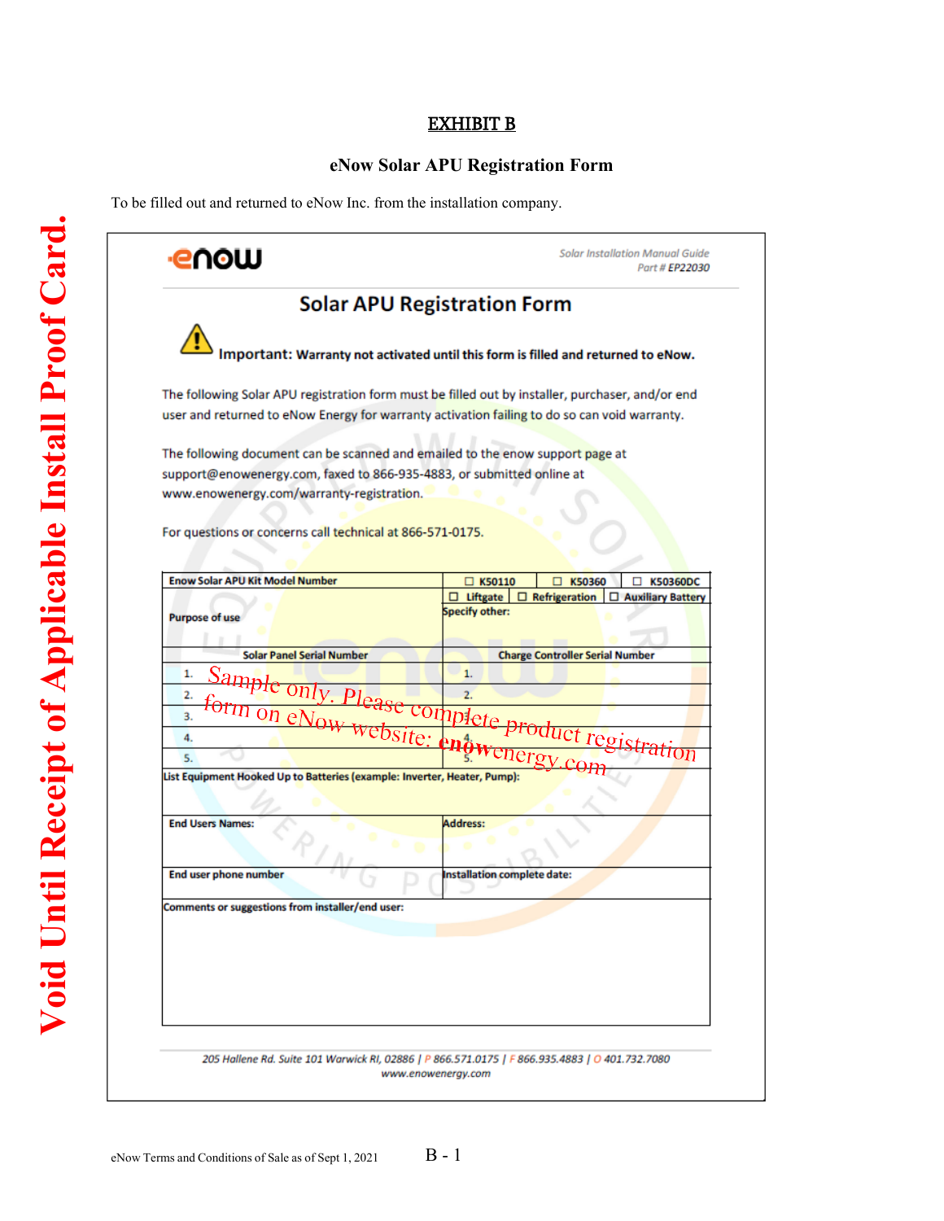# EXHIBIT B

## eNow Solar APU Registration Form

To be filled out and returned to eNow Inc. from the installation company.

Void Until Receipt of Applicable Install Proof Card.

eNow

*Solar Installation Manual Guide*
*Part # EP22030*

### Solar APU Registration Form

**Important: Warranty not activated until this form is filled and returned to eNow.**

The following Solar APU registration form must be filled out by installer, purchaser, and/or end user and returned to eNow Energy for warranty activation failing to do so can void warranty.

The following document can be scanned and emailed to the enow support page at support@enowenergy.com, faxed to 866-935-4883, or submitted online at www.enowenergy.com/warranty-registration.

For questions or concerns call technical at 866-571-0175.

| | | | |
|---|---|---|---|
| **Enow Solar APU Kit Model Number** | ☐ K50110 | ☐ K50360 | ☐ K50360DC |
| **Purpose of use** | ☐ Liftgate | ☐ Refrigeration | ☐ Auxiliary Battery |
| | **Specify other:** | | |
| **Solar Panel Serial Number** | **Charge Controller Serial Number** | | |
| 1. | 1. | | |
| 2. | 2. | | |
| 3. | 3. | | |
| 4. | 4. | | |
| 5. | 5. | | |
| **List Equipment Hooked Up to Batteries (example: Inverter, Heater, Pump):** | | | |
| **End Users Names:** | **Address:** | | |
| **End user phone number** | **Installation complete date:** | | |
| **Comments or suggestions from installer/end user:** | | | |

Sample only. Please complete product registration form on eNow website: enowenergy.com

*205 Hallene Rd. Suite 101 Warwick RI, 02886 | P 866.571.0175 | F 866.935.4883 | O 401.732.7080*
*www.enowenergy.com*

eNow Terms and Conditions of Sale as of Sept 1, 2021